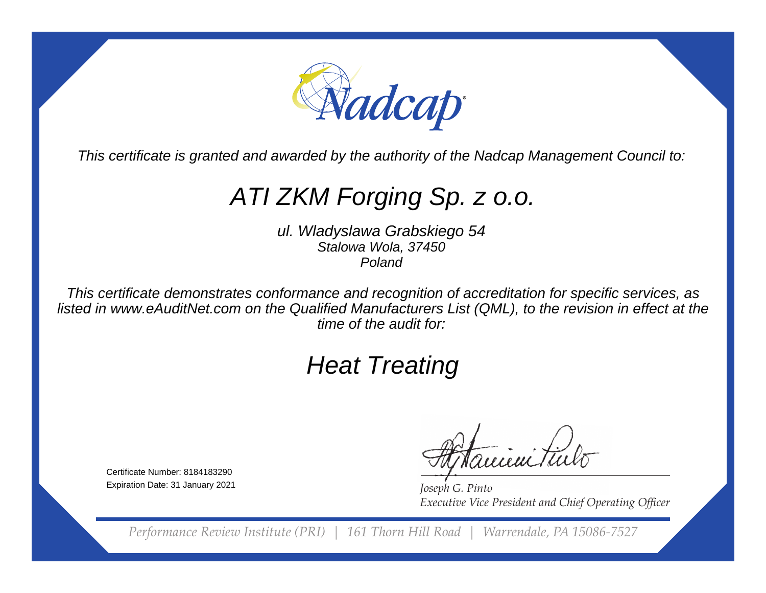# Nadcap

*This certificate is granted and awarded by the authority of the Nadcap Management Council to:*

## *ATI ZKM Forging Sp. z o.o.*

*ul. Wladyslawa Grabskiego 54*
*Stalowa Wola, 37450*
*Poland*

*This certificate demonstrates conformance and recognition of accreditation for specific services, as listed in www.eAuditNet.com on the Qualified Manufacturers List (QML), to the revision in effect at the time of the audit for:*

## *Heat Treating*

Certificate Number: 8184183290
Expiration Date: 31 January 2021

*Joseph G. Pinto*
*Executive Vice President and Chief Operating Officer*

*Performance Review Institute (PRI) | 161 Thorn Hill Road | Warrendale, PA 15086-7527*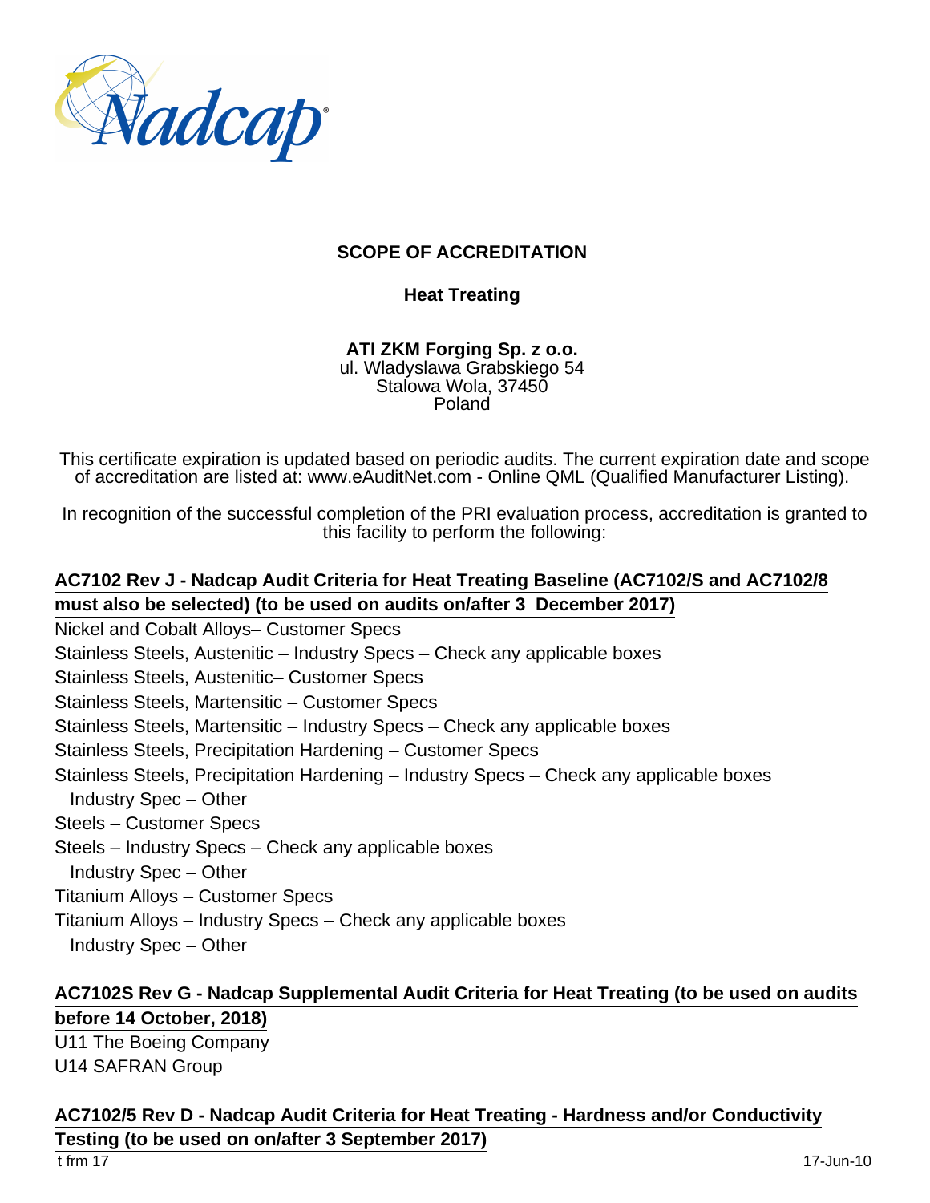## SCOPE OF ACCREDITATION

### Heat Treating

**ATI ZKM Forging Sp. z o.o.**
ul. Wladyslawa Grabskiego 54
Stalowa Wola, 37450
Poland

This certificate expiration is updated based on periodic audits. The current expiration date and scope of accreditation are listed at: www.eAuditNet.com - Online QML (Qualified Manufacturer Listing).

In recognition of the successful completion of the PRI evaluation process, accreditation is granted to this facility to perform the following:

**AC7102 Rev J - Nadcap Audit Criteria for Heat Treating Baseline (AC7102/S and AC7102/8 must also be selected) (to be used on audits on/after 3 December 2017)**

Nickel and Cobalt Alloys– Customer Specs
Stainless Steels, Austenitic – Industry Specs – Check any applicable boxes
Stainless Steels, Austenitic– Customer Specs
Stainless Steels, Martensitic – Customer Specs
Stainless Steels, Martensitic – Industry Specs – Check any applicable boxes
Stainless Steels, Precipitation Hardening – Customer Specs
Stainless Steels, Precipitation Hardening – Industry Specs – Check any applicable boxes
  Industry Spec – Other
Steels – Customer Specs
Steels – Industry Specs – Check any applicable boxes
  Industry Spec – Other
Titanium Alloys – Customer Specs
Titanium Alloys – Industry Specs – Check any applicable boxes
  Industry Spec – Other

**AC7102S Rev G - Nadcap Supplemental Audit Criteria for Heat Treating (to be used on audits before 14 October, 2018)**

U11 The Boeing Company
U14 SAFRAN Group

**AC7102/5 Rev D - Nadcap Audit Criteria for Heat Treating - Hardness and/or Conductivity Testing (to be used on on/after 3 September 2017)**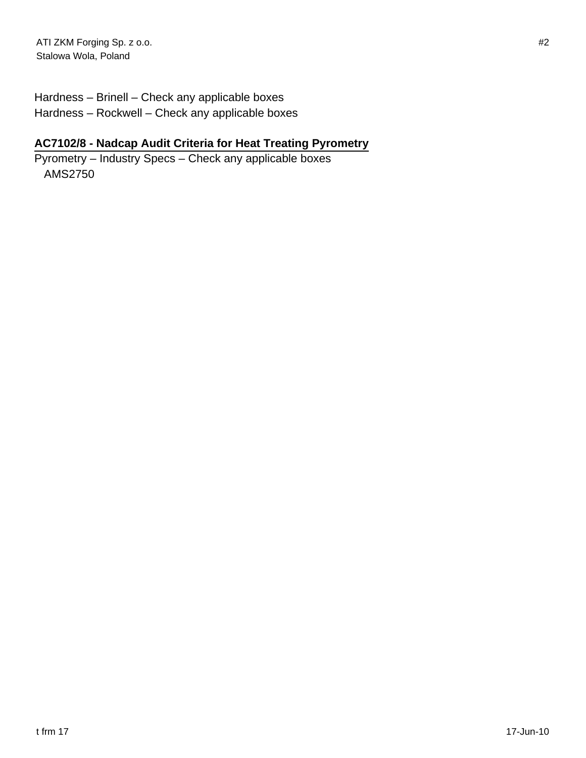Hardness – Brinell – Check any applicable boxes
Hardness – Rockwell – Check any applicable boxes

## AC7102/8 - Nadcap Audit Criteria for Heat Treating Pyrometry

Pyrometry – Industry Specs – Check any applicable boxes

AMS2750